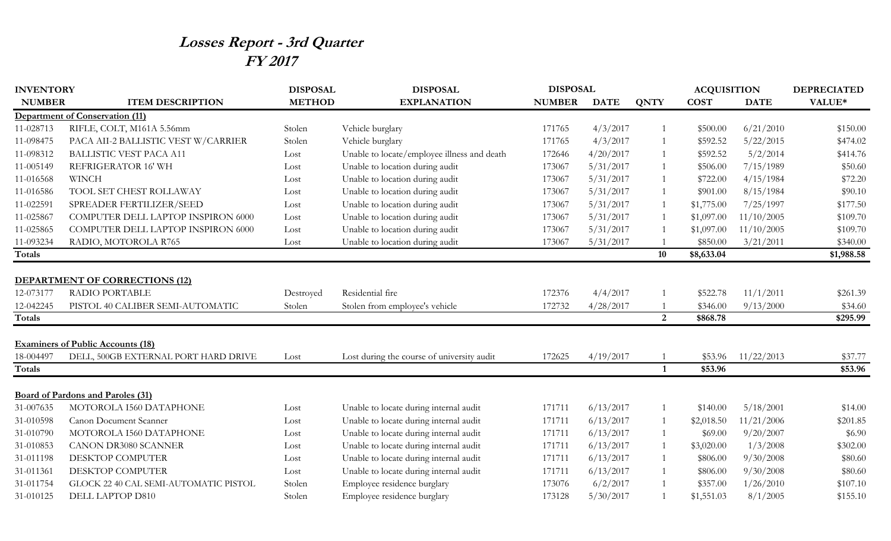# Losses Report - 3rd Quarter
## FY 2017

| INVENTORY NUMBER | ITEM DESCRIPTION | DISPOSAL METHOD | DISPOSAL EXPLANATION | DISPOSAL NUMBER | DISPOSAL DATE | QNTY | ACQUISITION COST | ACQUISITION DATE | DEPRECIATED VALUE* |
|---|---|---|---|---|---|---|---|---|---|
| **Department of Conservation (11)** | | | | | | | | | |
| 11-028713 | RIFLE, COLT, M161A 5.56mm | Stolen | Vehicle burglary | 171765 | 4/3/2017 | 1 | $500.00 | 6/21/2010 | $150.00 |
| 11-098475 | PACA AII-2 BALLISTIC VEST W/CARRIER | Stolen | Vehicle burglary | 171765 | 4/3/2017 | 1 | $592.52 | 5/22/2015 | $474.02 |
| 11-098312 | BALLISTIC VEST PACA A11 | Lost | Unable to locate/employee illness and death | 172646 | 4/20/2017 | 1 | $592.52 | 5/2/2014 | $414.76 |
| 11-005149 | REFRIGERATOR 16' WH | Lost | Unable to location during audit | 173067 | 5/31/2017 | 1 | $506.00 | 7/15/1989 | $50.60 |
| 11-016568 | WINCH | Lost | Unable to location during audit | 173067 | 5/31/2017 | 1 | $722.00 | 4/15/1984 | $72.20 |
| 11-016586 | TOOL SET CHEST ROLLAWAY | Lost | Unable to location during audit | 173067 | 5/31/2017 | 1 | $901.00 | 8/15/1984 | $90.10 |
| 11-022591 | SPREADER FERTILIZER/SEED | Lost | Unable to location during audit | 173067 | 5/31/2017 | 1 | $1,775.00 | 7/25/1997 | $177.50 |
| 11-025867 | COMPUTER DELL LAPTOP INSPIRON 6000 | Lost | Unable to location during audit | 173067 | 5/31/2017 | 1 | $1,097.00 | 11/10/2005 | $109.70 |
| 11-025865 | COMPUTER DELL LAPTOP INSPIRON 6000 | Lost | Unable to location during audit | 173067 | 5/31/2017 | 1 | $1,097.00 | 11/10/2005 | $109.70 |
| 11-093234 | RADIO, MOTOROLA R765 | Lost | Unable to location during audit | 173067 | 5/31/2017 | 1 | $850.00 | 3/21/2011 | $340.00 |
| **Totals** | | | | | | **10** | **$8,633.04** | | **$1,988.58** |
| **DEPARTMENT OF CORRECTIONS (12)** | | | | | | | | | |
| 12-073177 | RADIO PORTABLE | Destroyed | Residential fire | 172376 | 4/4/2017 | 1 | $522.78 | 11/1/2011 | $261.39 |
| 12-042245 | PISTOL 40 CALIBER SEMI-AUTOMATIC | Stolen | Stolen from employee's vehicle | 172732 | 4/28/2017 | 1 | $346.00 | 9/13/2000 | $34.60 |
| **Totals** | | | | | | **2** | **$868.78** | | **$295.99** |
| **Examiners of Public Accounts (18)** | | | | | | | | | |
| 18-004497 | DELL, 500GB EXTERNAL PORT HARD DRIVE | Lost | Lost during the course of university audit | 172625 | 4/19/2017 | 1 | $53.96 | 11/22/2013 | $37.77 |
| **Totals** | | | | | | **1** | **$53.96** | | **$53.96** |
| **Board of Pardons and Paroles (31)** | | | | | | | | | |
| 31-007635 | MOTOROLA I560 DATAPHONE | Lost | Unable to locate during internal audit | 171711 | 6/13/2017 | 1 | $140.00 | 5/18/2001 | $14.00 |
| 31-010598 | Canon Document Scanner | Lost | Unable to locate during internal audit | 171711 | 6/13/2017 | 1 | $2,018.50 | 11/21/2006 | $201.85 |
| 31-010790 | MOTOROLA I560 DATAPHONE | Lost | Unable to locate during internal audit | 171711 | 6/13/2017 | 1 | $69.00 | 9/20/2007 | $6.90 |
| 31-010853 | CANON DR3080 SCANNER | Lost | Unable to locate during internal audit | 171711 | 6/13/2017 | 1 | $3,020.00 | 1/3/2008 | $302.00 |
| 31-011198 | DESKTOP COMPUTER | Lost | Unable to locate during internal audit | 171711 | 6/13/2017 | 1 | $806.00 | 9/30/2008 | $80.60 |
| 31-011361 | DESKTOP COMPUTER | Lost | Unable to locate during internal audit | 171711 | 6/13/2017 | 1 | $806.00 | 9/30/2008 | $80.60 |
| 31-011754 | GLOCK 22 40 CAL SEMI-AUTOMATIC PISTOL | Stolen | Employee residence burglary | 173076 | 6/2/2017 | 1 | $357.00 | 1/26/2010 | $107.10 |
| 31-010125 | DELL LAPTOP D810 | Stolen | Employee residence burglary | 173128 | 5/30/2017 | 1 | $1,551.03 | 8/1/2005 | $155.10 |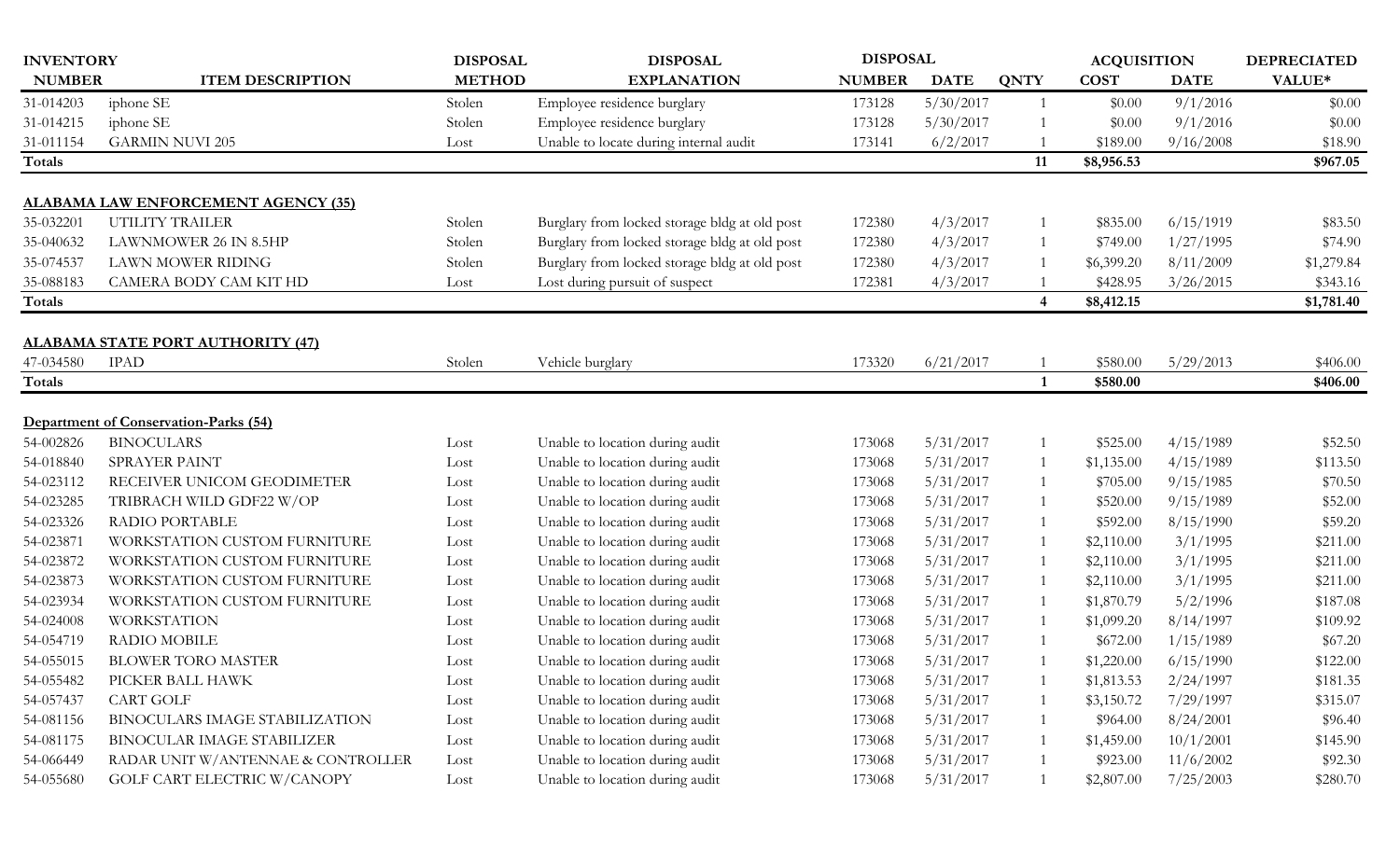| INVENTORY NUMBER | ITEM DESCRIPTION | DISPOSAL METHOD | DISPOSAL EXPLANATION | DISPOSAL NUMBER | DISPOSAL DATE | QNTY | ACQUISITION COST | ACQUISITION DATE | DEPRECIATED VALUE* |
|---|---|---|---|---|---|---|---|---|---|
| 31-014203 | iphone SE | Stolen | Employee residence burglary | 173128 | 5/30/2017 | 1 | $0.00 | 9/1/2016 | $0.00 |
| 31-014215 | iphone SE | Stolen | Employee residence burglary | 173128 | 5/30/2017 | 1 | $0.00 | 9/1/2016 | $0.00 |
| 31-011154 | GARMIN NUVI 205 | Lost | Unable to locate during internal audit | 173141 | 6/2/2017 | 1 | $189.00 | 9/16/2008 | $18.90 |
| **Totals** | | | | | | **11** | **$8,956.53** | | **$967.05** |
| | | | | | | | | | |
| **ALABAMA LAW ENFORCEMENT AGENCY (35)** | | | | | | | | | |
| 35-032201 | UTILITY TRAILER | Stolen | Burglary from locked storage bldg at old post | 172380 | 4/3/2017 | 1 | $835.00 | 6/15/1919 | $83.50 |
| 35-040632 | LAWNMOWER 26 IN 8.5HP | Stolen | Burglary from locked storage bldg at old post | 172380 | 4/3/2017 | 1 | $749.00 | 1/27/1995 | $74.90 |
| 35-074537 | LAWN MOWER RIDING | Stolen | Burglary from locked storage bldg at old post | 172380 | 4/3/2017 | 1 | $6,399.20 | 8/11/2009 | $1,279.84 |
| 35-088183 | CAMERA BODY CAM KIT HD | Lost | Lost during pursuit of suspect | 172381 | 4/3/2017 | 1 | $428.95 | 3/26/2015 | $343.16 |
| **Totals** | | | | | | **4** | **$8,412.15** | | **$1,781.40** |
| | | | | | | | | | |
| **ALABAMA STATE PORT AUTHORITY (47)** | | | | | | | | | |
| 47-034580 | IPAD | Stolen | Vehicle burglary | 173320 | 6/21/2017 | 1 | $580.00 | 5/29/2013 | $406.00 |
| **Totals** | | | | | | **1** | **$580.00** | | **$406.00** |
| | | | | | | | | | |
| **Department of Conservation-Parks (54)** | | | | | | | | | |
| 54-002826 | BINOCULARS | Lost | Unable to location during audit | 173068 | 5/31/2017 | 1 | $525.00 | 4/15/1989 | $52.50 |
| 54-018840 | SPRAYER PAINT | Lost | Unable to location during audit | 173068 | 5/31/2017 | 1 | $1,135.00 | 4/15/1989 | $113.50 |
| 54-023112 | RECEIVER UNICOM GEODIMETER | Lost | Unable to location during audit | 173068 | 5/31/2017 | 1 | $705.00 | 9/15/1985 | $70.50 |
| 54-023285 | TRIBRACH WILD GDF22 W/OP | Lost | Unable to location during audit | 173068 | 5/31/2017 | 1 | $520.00 | 9/15/1989 | $52.00 |
| 54-023326 | RADIO PORTABLE | Lost | Unable to location during audit | 173068 | 5/31/2017 | 1 | $592.00 | 8/15/1990 | $59.20 |
| 54-023871 | WORKSTATION CUSTOM FURNITURE | Lost | Unable to location during audit | 173068 | 5/31/2017 | 1 | $2,110.00 | 3/1/1995 | $211.00 |
| 54-023872 | WORKSTATION CUSTOM FURNITURE | Lost | Unable to location during audit | 173068 | 5/31/2017 | 1 | $2,110.00 | 3/1/1995 | $211.00 |
| 54-023873 | WORKSTATION CUSTOM FURNITURE | Lost | Unable to location during audit | 173068 | 5/31/2017 | 1 | $2,110.00 | 3/1/1995 | $211.00 |
| 54-023934 | WORKSTATION CUSTOM FURNITURE | Lost | Unable to location during audit | 173068 | 5/31/2017 | 1 | $1,870.79 | 5/2/1996 | $187.08 |
| 54-024008 | WORKSTATION | Lost | Unable to location during audit | 173068 | 5/31/2017 | 1 | $1,099.20 | 8/14/1997 | $109.92 |
| 54-054719 | RADIO MOBILE | Lost | Unable to location during audit | 173068 | 5/31/2017 | 1 | $672.00 | 1/15/1989 | $67.20 |
| 54-055015 | BLOWER TORO MASTER | Lost | Unable to location during audit | 173068 | 5/31/2017 | 1 | $1,220.00 | 6/15/1990 | $122.00 |
| 54-055482 | PICKER BALL HAWK | Lost | Unable to location during audit | 173068 | 5/31/2017 | 1 | $1,813.53 | 2/24/1997 | $181.35 |
| 54-057437 | CART GOLF | Lost | Unable to location during audit | 173068 | 5/31/2017 | 1 | $3,150.72 | 7/29/1997 | $315.07 |
| 54-081156 | BINOCULARS IMAGE STABILIZATION | Lost | Unable to location during audit | 173068 | 5/31/2017 | 1 | $964.00 | 8/24/2001 | $96.40 |
| 54-081175 | BINOCULAR IMAGE STABILIZER | Lost | Unable to location during audit | 173068 | 5/31/2017 | 1 | $1,459.00 | 10/1/2001 | $145.90 |
| 54-066449 | RADAR UNIT W/ANTENNAE & CONTROLLER | Lost | Unable to location during audit | 173068 | 5/31/2017 | 1 | $923.00 | 11/6/2002 | $92.30 |
| 54-055680 | GOLF CART ELECTRIC W/CANOPY | Lost | Unable to location during audit | 173068 | 5/31/2017 | 1 | $2,807.00 | 7/25/2003 | $280.70 |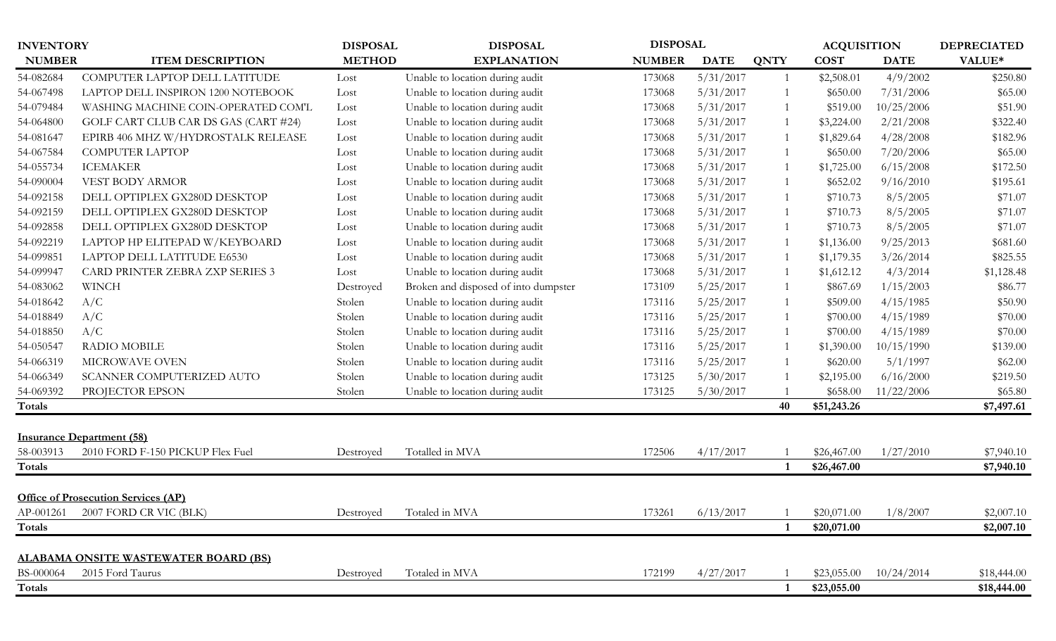| INVENTORY NUMBER | ITEM DESCRIPTION | DISPOSAL METHOD | DISPOSAL EXPLANATION | DISPOSAL NUMBER | DISPOSAL DATE | QNTY | ACQUISITION COST | ACQUISITION DATE | DEPRECIATED VALUE* |
|---|---|---|---|---|---|---|---|---|---|
| 54-082684 | COMPUTER LAPTOP DELL LATITUDE | Lost | Unable to location during audit | 173068 | 5/31/2017 | 1 | $2,508.01 | 4/9/2002 | $250.80 |
| 54-067498 | LAPTOP DELL INSPIRON 1200 NOTEBOOK | Lost | Unable to location during audit | 173068 | 5/31/2017 | 1 | $650.00 | 7/31/2006 | $65.00 |
| 54-079484 | WASHING MACHINE COIN-OPERATED COM'L | Lost | Unable to location during audit | 173068 | 5/31/2017 | 1 | $519.00 | 10/25/2006 | $51.90 |
| 54-064800 | GOLF CART CLUB CAR DS GAS (CART #24) | Lost | Unable to location during audit | 173068 | 5/31/2017 | 1 | $3,224.00 | 2/21/2008 | $322.40 |
| 54-081647 | EPIRB 406 MHZ W/HYDROSTALK RELEASE | Lost | Unable to location during audit | 173068 | 5/31/2017 | 1 | $1,829.64 | 4/28/2008 | $182.96 |
| 54-067584 | COMPUTER LAPTOP | Lost | Unable to location during audit | 173068 | 5/31/2017 | 1 | $650.00 | 7/20/2006 | $65.00 |
| 54-055734 | ICEMAKER | Lost | Unable to location during audit | 173068 | 5/31/2017 | 1 | $1,725.00 | 6/15/2008 | $172.50 |
| 54-090004 | VEST BODY ARMOR | Lost | Unable to location during audit | 173068 | 5/31/2017 | 1 | $652.02 | 9/16/2010 | $195.61 |
| 54-092158 | DELL OPTIPLEX GX280D DESKTOP | Lost | Unable to location during audit | 173068 | 5/31/2017 | 1 | $710.73 | 8/5/2005 | $71.07 |
| 54-092159 | DELL OPTIPLEX GX280D DESKTOP | Lost | Unable to location during audit | 173068 | 5/31/2017 | 1 | $710.73 | 8/5/2005 | $71.07 |
| 54-092858 | DELL OPTIPLEX GX280D DESKTOP | Lost | Unable to location during audit | 173068 | 5/31/2017 | 1 | $710.73 | 8/5/2005 | $71.07 |
| 54-092219 | LAPTOP HP ELITEPAD W/KEYBOARD | Lost | Unable to location during audit | 173068 | 5/31/2017 | 1 | $1,136.00 | 9/25/2013 | $681.60 |
| 54-099851 | LAPTOP DELL LATITUDE E6530 | Lost | Unable to location during audit | 173068 | 5/31/2017 | 1 | $1,179.35 | 3/26/2014 | $825.55 |
| 54-099947 | CARD PRINTER ZEBRA ZXP SERIES 3 | Lost | Unable to location during audit | 173068 | 5/31/2017 | 1 | $1,612.12 | 4/3/2014 | $1,128.48 |
| 54-083062 | WINCH | Destroyed | Broken and disposed of into dumpster | 173109 | 5/25/2017 | 1 | $867.69 | 1/15/2003 | $86.77 |
| 54-018642 | A/C | Stolen | Unable to location during audit | 173116 | 5/25/2017 | 1 | $509.00 | 4/15/1985 | $50.90 |
| 54-018849 | A/C | Stolen | Unable to location during audit | 173116 | 5/25/2017 | 1 | $700.00 | 4/15/1989 | $70.00 |
| 54-018850 | A/C | Stolen | Unable to location during audit | 173116 | 5/25/2017 | 1 | $700.00 | 4/15/1989 | $70.00 |
| 54-050547 | RADIO MOBILE | Stolen | Unable to location during audit | 173116 | 5/25/2017 | 1 | $1,390.00 | 10/15/1990 | $139.00 |
| 54-066319 | MICROWAVE OVEN | Stolen | Unable to location during audit | 173116 | 5/25/2017 | 1 | $620.00 | 5/1/1997 | $62.00 |
| 54-066349 | SCANNER COMPUTERIZED AUTO | Stolen | Unable to location during audit | 173125 | 5/30/2017 | 1 | $2,195.00 | 6/16/2000 | $219.50 |
| 54-069392 | PROJECTOR EPSON | Stolen | Unable to location during audit | 173125 | 5/30/2017 | 1 | $658.00 | 11/22/2006 | $65.80 |
| **Totals** | | | | | | **40** | **$51,243.26** | | **$7,497.61** |

**Insurance Department (58)**

| INVENTORY NUMBER | ITEM DESCRIPTION | DISPOSAL METHOD | DISPOSAL EXPLANATION | DISPOSAL NUMBER | DISPOSAL DATE | QNTY | ACQUISITION COST | ACQUISITION DATE | DEPRECIATED VALUE* |
|---|---|---|---|---|---|---|---|---|---|
| 58-003913 | 2010 FORD F-150 PICKUP Flex Fuel | Destroyed | Totalled in MVA | 172506 | 4/17/2017 | 1 | $26,467.00 | 1/27/2010 | $7,940.10 |
| **Totals** | | | | | | **1** | **$26,467.00** | | **$7,940.10** |

**Office of Prosecution Services (AP)**

| INVENTORY NUMBER | ITEM DESCRIPTION | DISPOSAL METHOD | DISPOSAL EXPLANATION | DISPOSAL NUMBER | DISPOSAL DATE | QNTY | ACQUISITION COST | ACQUISITION DATE | DEPRECIATED VALUE* |
|---|---|---|---|---|---|---|---|---|---|
| AP-001261 | 2007 FORD CR VIC (BLK) | Destroyed | Totaled in MVA | 173261 | 6/13/2017 | 1 | $20,071.00 | 1/8/2007 | $2,007.10 |
| **Totals** | | | | | | **1** | **$20,071.00** | | **$2,007.10** |

**ALABAMA ONSITE WASTEWATER BOARD (BS)**

| INVENTORY NUMBER | ITEM DESCRIPTION | DISPOSAL METHOD | DISPOSAL EXPLANATION | DISPOSAL NUMBER | DISPOSAL DATE | QNTY | ACQUISITION COST | ACQUISITION DATE | DEPRECIATED VALUE* |
|---|---|---|---|---|---|---|---|---|---|
| BS-000064 | 2015 Ford Taurus | Destroyed | Totaled in MVA | 172199 | 4/27/2017 | 1 | $23,055.00 | 10/24/2014 | $18,444.00 |
| **Totals** | | | | | | **1** | **$23,055.00** | | **$18,444.00** |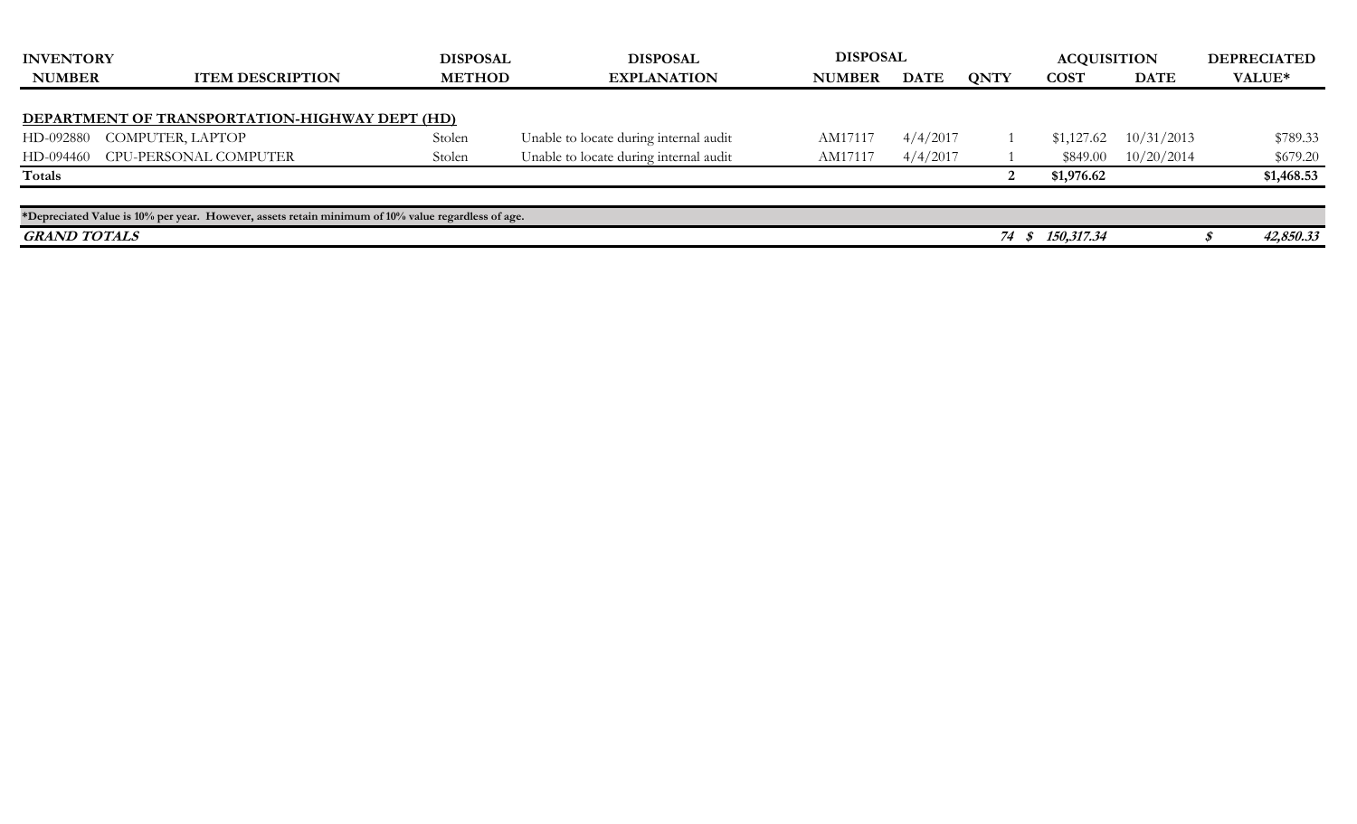| INVENTORY NUMBER | ITEM DESCRIPTION | DISPOSAL METHOD | DISPOSAL EXPLANATION | DISPOSAL NUMBER | DISPOSAL DATE | QNTY | ACQUISITION COST | ACQUISITION DATE | DEPRECIATED VALUE* |
|---|---|---|---|---|---|---|---|---|---|
| **DEPARTMENT OF TRANSPORTATION-HIGHWAY DEPT (HD)** | | | | | | | | | |
| HD-092880 | COMPUTER, LAPTOP | Stolen | Unable to locate during internal audit | AM17117 | 4/4/2017 | 1 | $1,127.62 | 10/31/2013 | $789.33 |
| HD-094460 | CPU-PERSONAL COMPUTER | Stolen | Unable to locate during internal audit | AM17117 | 4/4/2017 | 1 | $849.00 | 10/20/2014 | $679.20 |
| **Totals** | | | | | | **2** | **$1,976.62** | | **$1,468.53** |
| **\*Depreciated Value is 10% per year. However, assets retain minimum of 10% value regardless of age.** | | | | | | | | | |
| ***GRAND TOTALS*** | | | | | | ***74*** | ***$ 150,317.34*** | | ***$ 42,850.33*** |